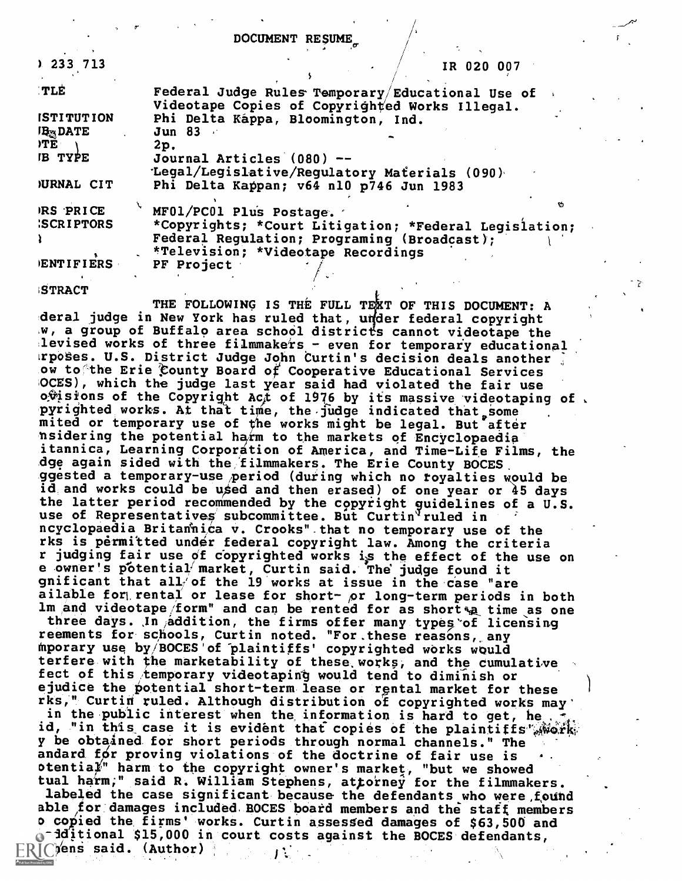DOCUMENT RESUME

| | |
|---|---|
| ED 233 713 | IR 020 007 |
| TITLE | Federal Judge Rules Temporary/Educational Use of Videotape Copies of Copyrighted Works Illegal. |
| INSTITUTION | Phi Delta Kappa, Bloomington, Ind. |
| PUB DATE | Jun 83 |
| NOTE | 2p. |
| PUB TYPE | Journal Articles (080) -- Legal/Legislative/Regulatory Materials (090) |
| JOURNAL CIT | Phi Delta Kappan; v64 n10 p746 Jun 1983 |
| EDRS PRICE | MF01/PC01 Plus Postage. |
| DESCRIPTORS | *Copyrights; *Court Litigation; *Federal Legislation; Federal Regulation; Programing (Broadcast); *Television; *Videotape Recordings |
| IDENTIFIERS | PF Project |

ABSTRACT

THE FOLLOWING IS THE FULL TEXT OF THIS DOCUMENT: A federal judge in New York has ruled that, under federal copyright law, a group of Buffalo area school districts cannot videotape the televised works of three filmmakers - even for temporary educational purposes. U.S. District Judge John Curtin's decision deals another blow to the Erie County Board of Cooperative Educational Services (BOCES), which the judge last year said had violated the fair use provisions of the Copyright Act of 1976 by its massive videotaping of copyrighted works. At that time, the judge indicated that some limited or temporary use of the works might be legal. But after considering the potential harm to the markets of Encyclopaedia Britannica, Learning Corporation of America, and Time-Life Films, the judge again sided with the filmmakers. The Erie County BOCES suggested a temporary-use period (during which no royalties would be paid and works could be used and then erased) of one year or 45 days (the latter period recommended by the copyright guidelines of a U.S. House of Representatives subcommittee. But Curtin ruled in "Encyclopaedia Britannica v. Crooks" that no temporary use of the works is permitted under federal copyright law. Among the criteria for judging fair use of copyrighted works is the effect of the use on the owner's potential market, Curtin said. The judge found it significant that all of the 19 works at issue in the case "are available for rental or lease for short- or long-term periods in both film and videotape form" and can be rented for as short a time as one to three days. In addition, the firms offer many types of licensing agreements for schools, Curtin noted. "For these reasons, any temporary use by BOCES of plaintiffs' copyrighted works would interfere with the marketability of these works, and the cumulative effect of this temporary videotaping would tend to diminish or prejudice the potential short-term lease or rental market for these works," Curtin ruled. Although distribution of copyrighted works may be in the public interest when the information is hard to get, he said, "in this case it is evident that copies of the plaintiffs' work may be obtained for short periods through normal channels." The standard for proving violations of the doctrine of fair use is "potential" harm to the copyright owner's market, "but we showed actual harm," said R. William Stephens, attorney for the filmmakers. He labeled the case significant because the defendants who were found liable for damages included BOCES board members and the staff members who copied the firms' works. Curtin assessed damages of $63,500 and an additional $15,000 in court costs against the BOCES defendants, Stephens said. (Author)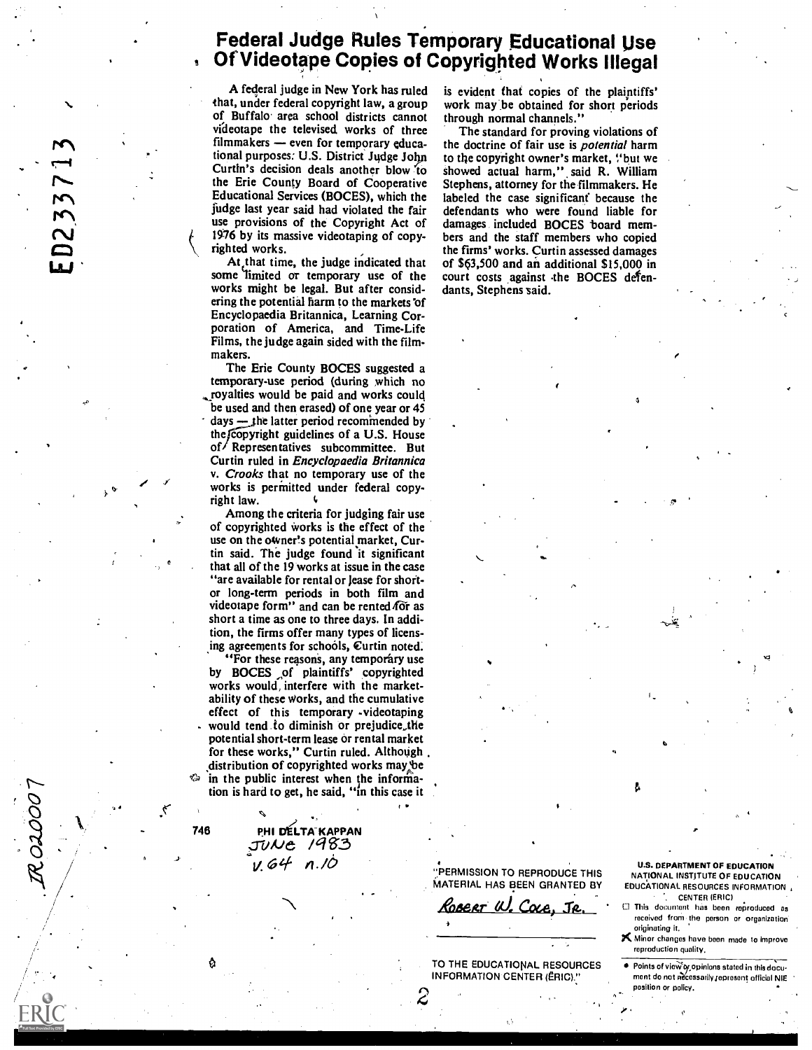# Federal Judge Rules Temporary Educational Use Of Videotape Copies of Copyrighted Works Illegal

A federal judge in New York has ruled that, under federal copyright law, a group of Buffalo area school districts cannot videotape the televised works of three filmmakers — even for temporary educational purposes. U.S. District Judge John Curtin's decision deals another blow to the Erie County Board of Cooperative Educational Services (BOCES), which the judge last year said had violated the fair use provisions of the Copyright Act of 1976 by its massive videotaping of copyrighted works.

At that time, the judge indicated that some limited or temporary use of the works might be legal. But after considering the potential harm to the markets of Encyclopaedia Britannica, Learning Corporation of America, and Time-Life Films, the judge again sided with the filmmakers.

The Erie County BOCES suggested a temporary-use period (during which no royalties would be paid and works could be used and then erased) of one year or 45 days — the latter period recommended by the copyright guidelines of a U.S. House of Representatives subcommittee. But Curtin ruled in *Encyclopaedia Britannica v. Crooks* that no temporary use of the works is permitted under federal copyright law.

Among the criteria for judging fair use of copyrighted works is the effect of the use on the owner's potential market, Curtin said. The judge found it significant that all of the 19 works at issue in the case "are available for rental or lease for short- or long-term periods in both film and videotape form" and can be rented for as short a time as one to three days. In addition, the firms offer many types of licensing agreements for schools, Curtin noted.

"For these reasons, any temporary use by BOCES of plaintiffs' copyrighted works would interfere with the marketability of these works, and the cumulative effect of this temporary videotaping would tend to diminish or prejudice the potential short-term lease or rental market for these works," Curtin ruled. Although distribution of copyrighted works may be in the public interest when the information is hard to get, he said, "in this case it is evident that copies of the plaintiffs' work may be obtained for short periods through normal channels."

The standard for proving violations of the doctrine of fair use is *potential* harm to the copyright owner's market, "but we showed actual harm," said R. William Stephens, attorney for the filmmakers. He labeled the case significant because the defendants who were found liable for damages included BOCES board members and the staff members who copied the firms' works. Curtin assessed damages of $63,500 and an additional $15,000 in court costs against the BOCES defendants, Stephens said.

PHI DELTA KAPPAN
JUNE 1983
V. 64 n. 10

"PERMISSION TO REPRODUCE THIS MATERIAL HAS BEEN GRANTED BY

Robert W. Cole, Jr.

TO THE EDUCATIONAL RESOURCES INFORMATION CENTER (ERIC)."

U.S. DEPARTMENT OF EDUCATION
NATIONAL INSTITUTE OF EDUCATION
EDUCATIONAL RESOURCES INFORMATION CENTER (ERIC)

- This document has been reproduced as received from the person or organization originating it.
- Minor changes have been made to improve reproduction quality.
- Points of view or opinions stated in this document do not necessarily represent official NIE position or policy.